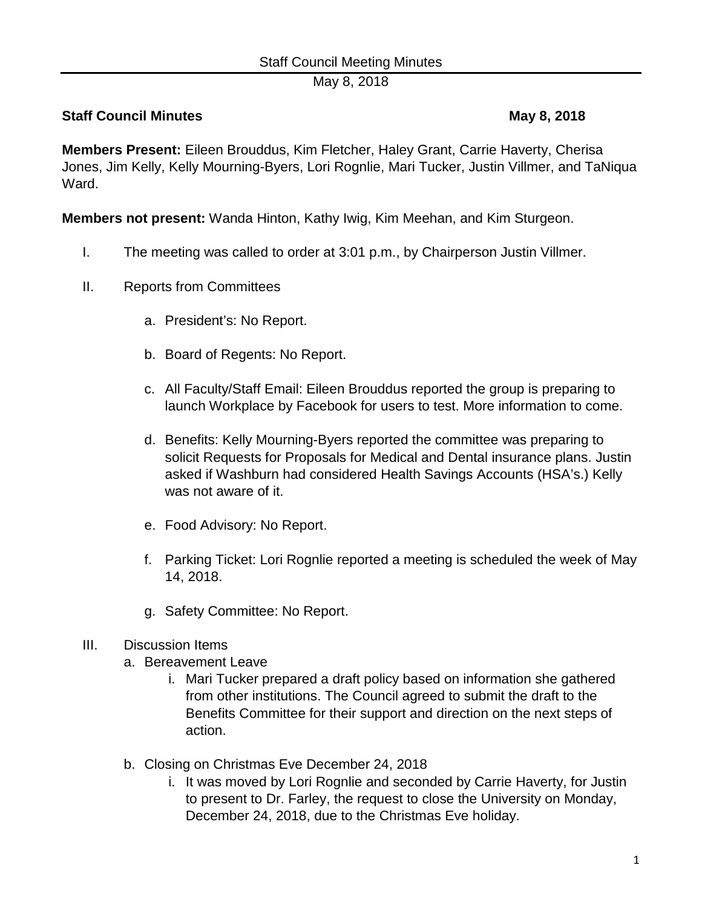**Staff Council Minutes** **May 8, 2018**

**Members Present:** Eileen Brouddus, Kim Fletcher, Haley Grant, Carrie Haverty, Cherisa Jones, Jim Kelly, Kelly Mourning-Byers, Lori Rognlie, Mari Tucker, Justin Villmer, and TaNiqua Ward.

**Members not present:** Wanda Hinton, Kathy Iwig, Kim Meehan, and Kim Sturgeon.

I. The meeting was called to order at 3:01 p.m., by Chairperson Justin Villmer.

II. Reports from Committees

   a. President's: No Report.

   b. Board of Regents: No Report.

   c. All Faculty/Staff Email: Eileen Brouddus reported the group is preparing to launch Workplace by Facebook for users to test. More information to come.

   d. Benefits: Kelly Mourning-Byers reported the committee was preparing to solicit Requests for Proposals for Medical and Dental insurance plans. Justin asked if Washburn had considered Health Savings Accounts (HSA's.) Kelly was not aware of it.

   e. Food Advisory: No Report.

   f. Parking Ticket: Lori Rognlie reported a meeting is scheduled the week of May 14, 2018.

   g. Safety Committee: No Report.

III. Discussion Items

   a. Bereavement Leave

      i. Mari Tucker prepared a draft policy based on information she gathered from other institutions. The Council agreed to submit the draft to the Benefits Committee for their support and direction on the next steps of action.

   b. Closing on Christmas Eve December 24, 2018

      i. It was moved by Lori Rognlie and seconded by Carrie Haverty, for Justin to present to Dr. Farley, the request to close the University on Monday, December 24, 2018, due to the Christmas Eve holiday.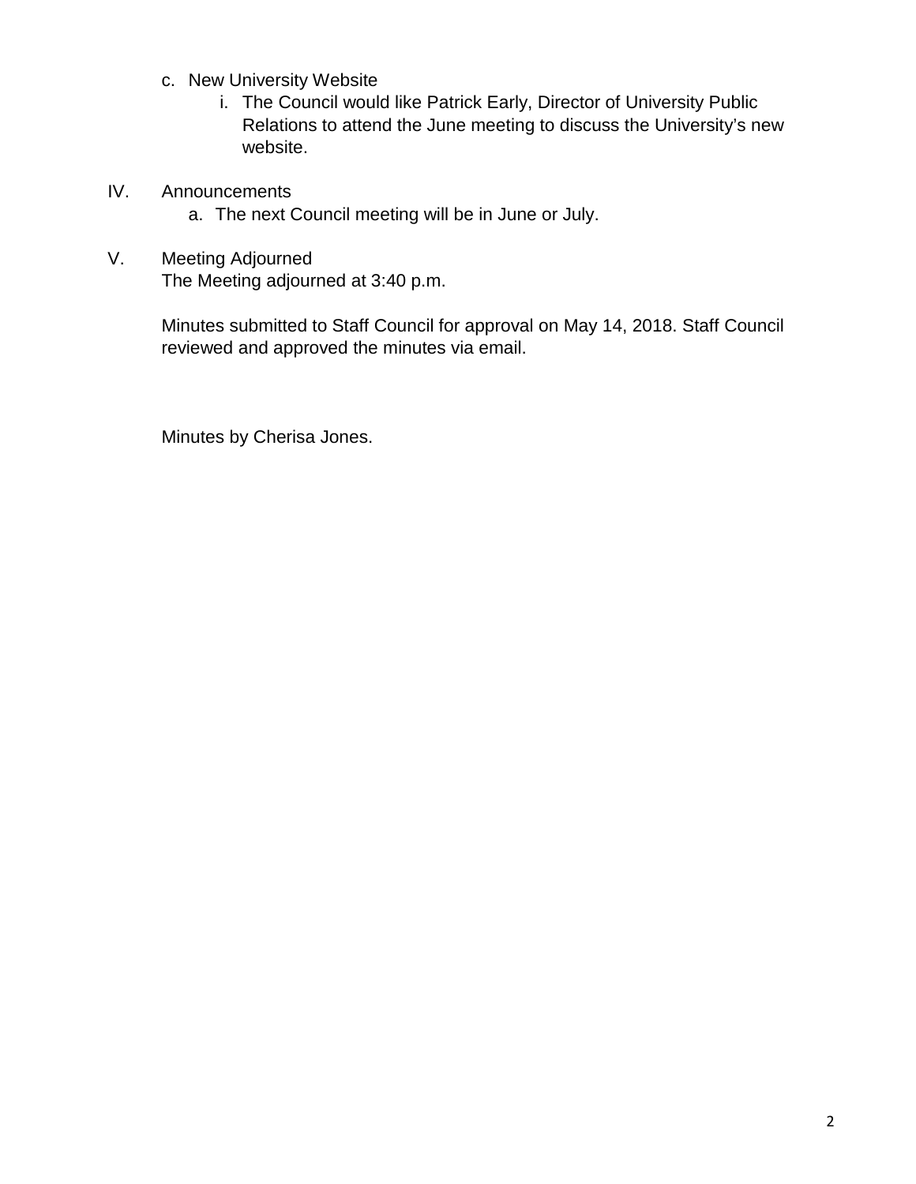c. New University Website
    i. The Council would like Patrick Early, Director of University Public Relations to attend the June meeting to discuss the University's new website.

IV. Announcements
    a. The next Council meeting will be in June or July.

V. Meeting Adjourned

The Meeting adjourned at 3:40 p.m.

Minutes submitted to Staff Council for approval on May 14, 2018. Staff Council reviewed and approved the minutes via email.

Minutes by Cherisa Jones.